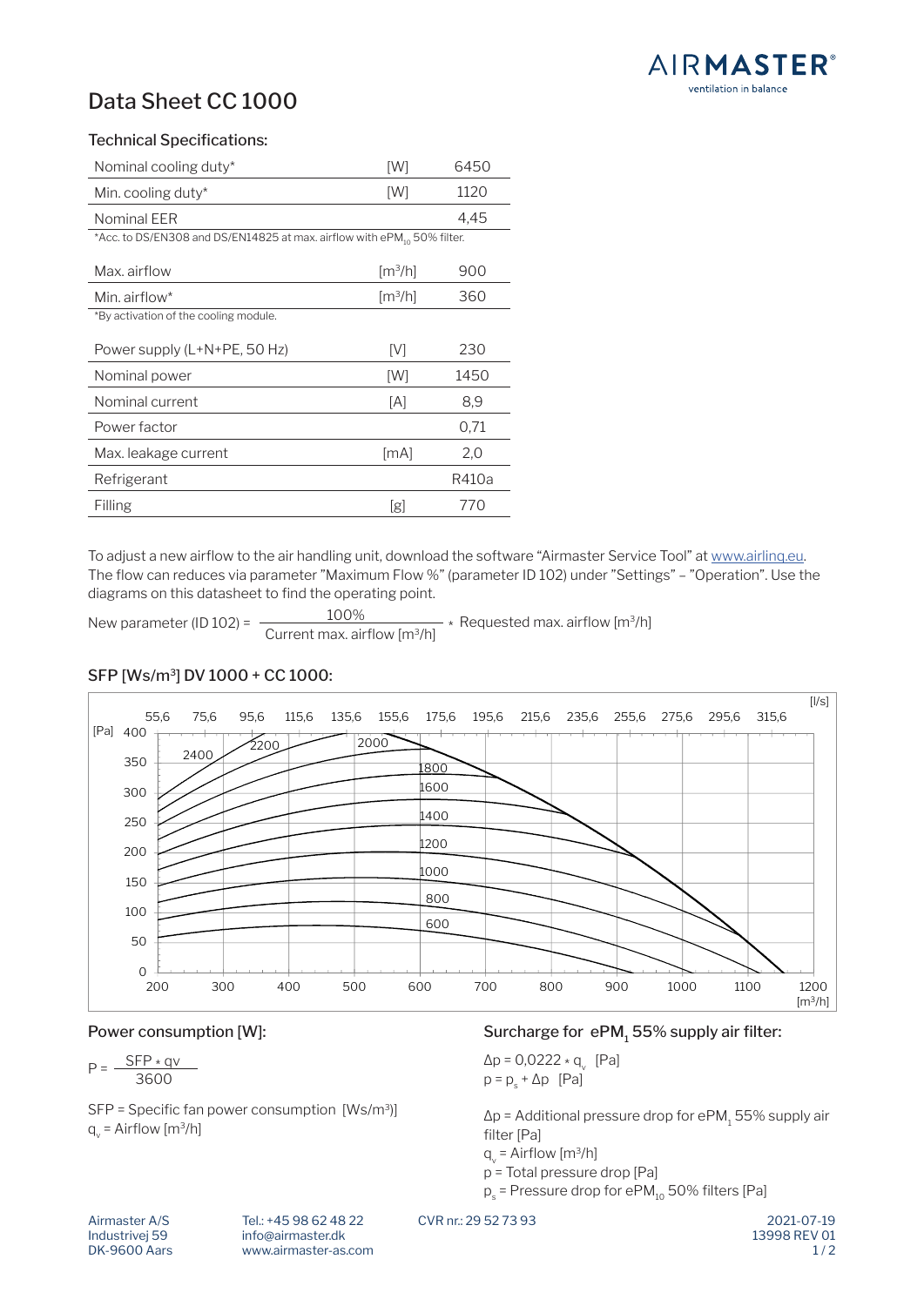# Data Sheet CC 1000

## Technical Specifications:

| | | |
|---|---|---|
| Nominal cooling duty* | [W] | 6450 |
| Min. cooling duty* | [W] | 1120 |
| Nominal EER | | 4,45 |

*Acc. to DS/EN308 and DS/EN14825 at max. airflow with $ePM_{10}$ 50% filter.

| | | |
|---|---|---|
| Max. airflow | [m³/h] | 900 |
| Min. airflow* | [m³/h] | 360 |

*By activation of the cooling module.

| | | |
|---|---|---|
| Power supply (L+N+PE, 50 Hz) | [V] | 230 |
| Nominal power | [W] | 1450 |
| Nominal current | [A] | 8,9 |
| Power factor | | 0,71 |
| Max. leakage current | [mA] | 2,0 |
| Refrigerant | | R410a |
| Filling | [g] | 770 |

To adjust a new airflow to the air handling unit, download the software "Airmaster Service Tool" at www.airlinq.eu. The flow can reduces via parameter "Maximum Flow %" (parameter ID 102) under "Settings" – "Operation". Use the diagrams on this datasheet to find the operating point.

$$\text{New parameter (ID 102)} = \frac{100\%}{\text{Current max. airflow [m}^3\text{/h]}} * \text{Requested max. airflow [m}^3\text{/h]}$$

## SFP [Ws/m³] DV 1000 + CC 1000:

[l/s]
55,6 75,6 95,6 115,6 135,6 155,6 175,6 195,6 215,6 235,6 255,6 275,6 295,6 315,6

[Pa] 400 350 300 250 200 150 100 50 0

2400 2200 2000 1800 1600 1400 1200 1000 800 600

200 300 400 500 600 700 800 900 1000 1100 1200 [m³/h]

## Power consumption [W]:

$$P = \frac{SFP * qv}{3600}$$

SFP = Specific fan power consumption [Ws/m³)]
$q_v$ = Airflow [m³/h]

## Surcharge for $ePM_1$ 55% supply air filter:

$\Delta p = 0{,}0222 * q_v$ [Pa]
$p = p_s + \Delta p$ [Pa]

$\Delta p$ = Additional pressure drop for $ePM_1$ 55% supply air filter [Pa]
$q_v$ = Airflow [m³/h]
p = Total pressure drop [Pa]
$p_s$ = Pressure drop for $ePM_{10}$ 50% filters [Pa]

Airmaster A/S
Industrivej 59
DK-9600 Aars

Tel.: +45 98 62 48 22
info@airmaster.dk
www.airmaster-as.com

CVR nr.: 29 52 73 93

2021-07-19
13998 REV 01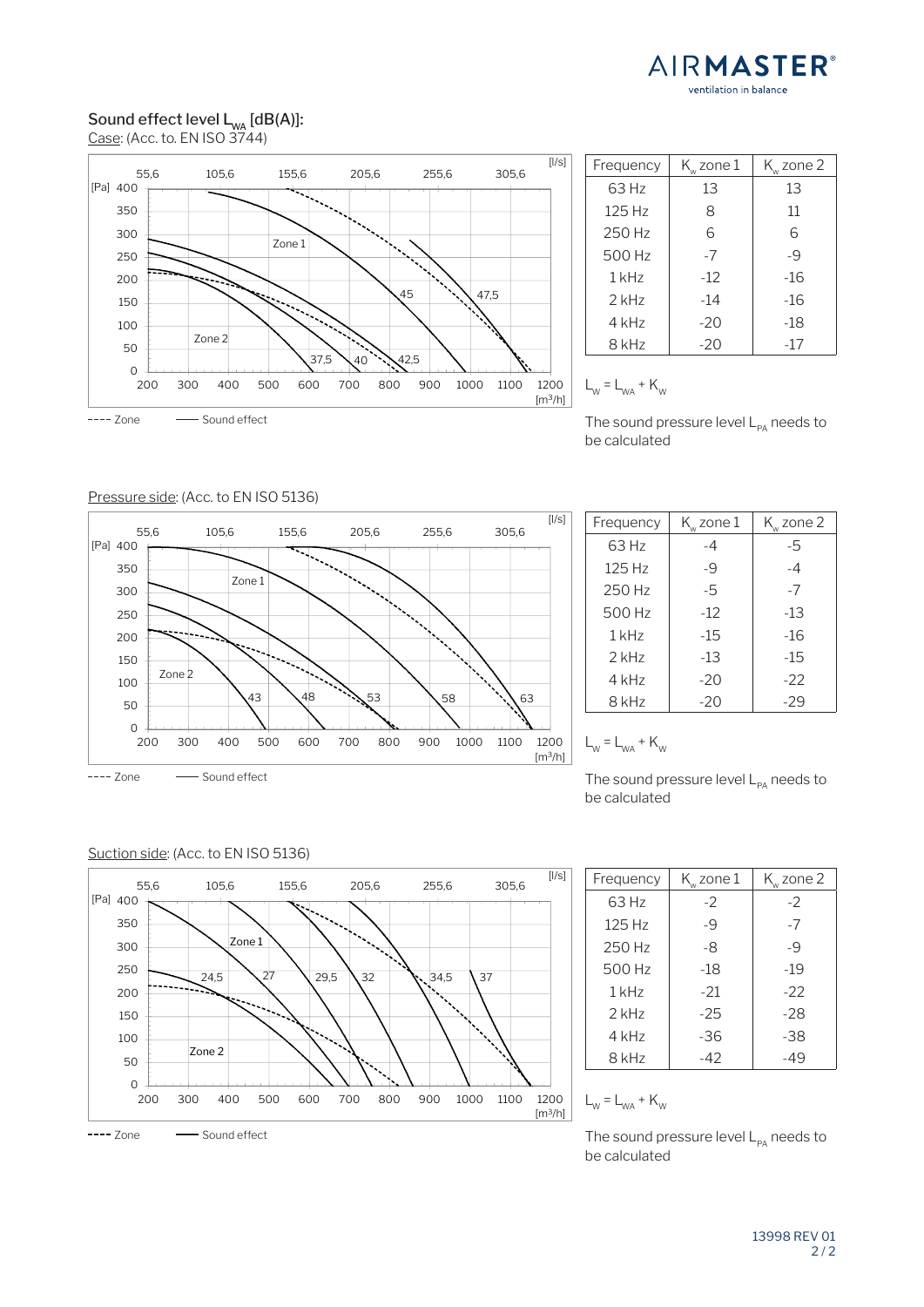## Sound effect level $L_{WA}$ [dB(A)]:

Case: (Acc. to EN ISO 3744)

[l/s]
55,6 105,6 155,6 205,6 255,6 305,6
[Pa] 400 350 300 250 200 150 100 50 0
200 300 400 500 600 700 800 900 1000 1100 1200
[m³/h]
Zone 1
Zone 2
37,5 40 42,5 45 47,5

---- Zone —— Sound effect

| Frequency | $K_w$ zone 1 | $K_w$ zone 2 |
|---|---|---|
| 63 Hz | 13 | 13 |
| 125 Hz | 8 | 11 |
| 250 Hz | 6 | 6 |
| 500 Hz | -7 | -9 |
| 1 kHz | -12 | -16 |
| 2 kHz | -14 | -16 |
| 4 kHz | -20 | -18 |
| 8 kHz | -20 | -17 |

$L_W = L_{WA} + K_W$

The sound pressure level $L_{PA}$ needs to be calculated

Pressure side: (Acc. to EN ISO 5136)

[l/s]
55,6 105,6 155,6 205,6 255,6 305,6
[Pa] 400 350 300 250 200 150 100 50 0
200 300 400 500 600 700 800 900 1000 1100 1200
[m³/h]
Zone 1
Zone 2
43 48 53 58 63

---- Zone —— Sound effect

| Frequency | $K_w$ zone 1 | $K_w$ zone 2 |
|---|---|---|
| 63 Hz | -4 | -5 |
| 125 Hz | -9 | -4 |
| 250 Hz | -5 | -7 |
| 500 Hz | -12 | -13 |
| 1 kHz | -15 | -16 |
| 2 kHz | -13 | -15 |
| 4 kHz | -20 | -22 |
| 8 kHz | -20 | -29 |

$L_W = L_{WA} + K_W$

The sound pressure level $L_{PA}$ needs to be calculated

Suction side: (Acc. to EN ISO 5136)

[l/s]
55,6 105,6 155,6 205,6 255,6 305,6
[Pa] 400 350 300 250 200 150 100 50 0
200 300 400 500 600 700 800 900 1000 1100 1200
[m³/h]
Zone 1
Zone 2
24,5 27 29,5 32 34,5 37

---- Zone —— Sound effect

| Frequency | $K_w$ zone 1 | $K_w$ zone 2 |
|---|---|---|
| 63 Hz | -2 | -2 |
| 125 Hz | -9 | -7 |
| 250 Hz | -8 | -9 |
| 500 Hz | -18 | -19 |
| 1 kHz | -21 | -22 |
| 2 kHz | -25 | -28 |
| 4 kHz | -36 | -38 |
| 8 kHz | -42 | -49 |

$L_W = L_{WA} + K_W$

The sound pressure level $L_{PA}$ needs to be calculated

13998 REV 01